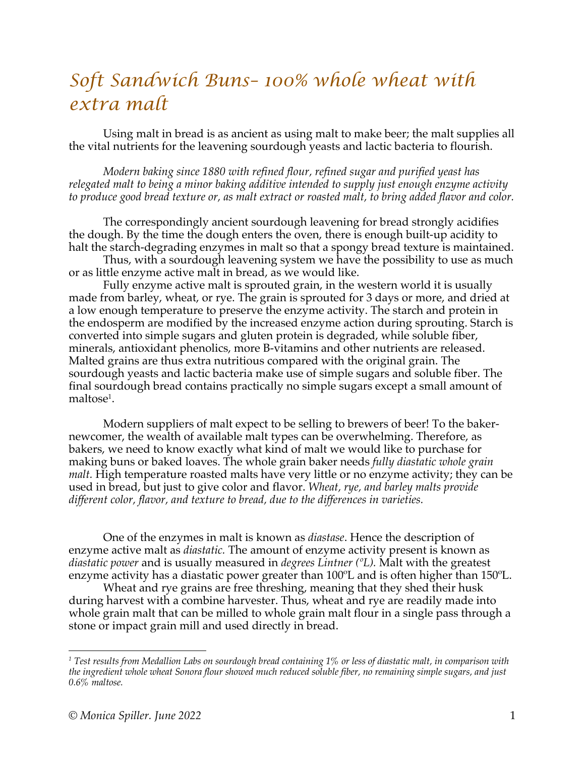# Soft Sandwich Buns- 100% whole wheat with extra malt

Using malt in bread is as ancient as using malt to make beer; the malt supplies all the vital nutrients for the leavening sourdough yeasts and lactic bacteria to flourish.

*Modern baking since 1880 with refined flour, refined sugar and purified yeast has relegated malt to being a minor baking additive intended to supply just enough enzyme activity to produce good bread texture or, as malt extract or roasted malt, to bring added flavor and color.*

The correspondingly ancient sourdough leavening for bread strongly acidifies the dough. By the time the dough enters the oven, there is enough built-up acidity to halt the starch-degrading enzymes in malt so that a spongy bread texture is maintained.

Thus, with a sourdough leavening system we have the possibility to use as much or as little enzyme active malt in bread, as we would like.

Fully enzyme active malt is sprouted grain, in the western world it is usually made from barley, wheat, or rye. The grain is sprouted for 3 days or more, and dried at a low enough temperature to preserve the enzyme activity. The starch and protein in the endosperm are modified by the increased enzyme action during sprouting. Starch is converted into simple sugars and gluten protein is degraded, while soluble fiber, minerals, antioxidant phenolics, more B-vitamins and other nutrients are released. Malted grains are thus extra nutritious compared with the original grain. The sourdough yeasts and lactic bacteria make use of simple sugars and soluble fiber. The final sourdough bread contains practically no simple sugars except a small amount of maltose[1].

Modern suppliers of malt expect to be selling to brewers of beer! To the baker-newcomer, the wealth of available malt types can be overwhelming. Therefore, as bakers, we need to know exactly what kind of malt we would like to purchase for making buns or baked loaves. The whole grain baker needs *fully diastatic whole grain malt.* High temperature roasted malts have very little or no enzyme activity; they can be used in bread, but just to give color and flavor. *Wheat, rye, and barley malts provide different color, flavor, and texture to bread, due to the differences in varieties.*

One of the enzymes in malt is known as *diastase*. Hence the description of enzyme active malt as *diastatic.* The amount of enzyme activity present is known as *diastatic power* and is usually measured in *degrees Lintner (ºL).* Malt with the greatest enzyme activity has a diastatic power greater than 100ºL and is often higher than 150ºL.

Wheat and rye grains are free threshing, meaning that they shed their husk during harvest with a combine harvester. Thus, wheat and rye are readily made into whole grain malt that can be milled to whole grain malt flour in a single pass through a stone or impact grain mill and used directly in bread.

---

*[1] Test results from Medallion Labs on sourdough bread containing 1% or less of diastatic malt, in comparison with the ingredient whole wheat Sonora flour showed much reduced soluble fiber, no remaining simple sugars, and just 0.6% maltose.*

© *Monica Spiller. June 2022*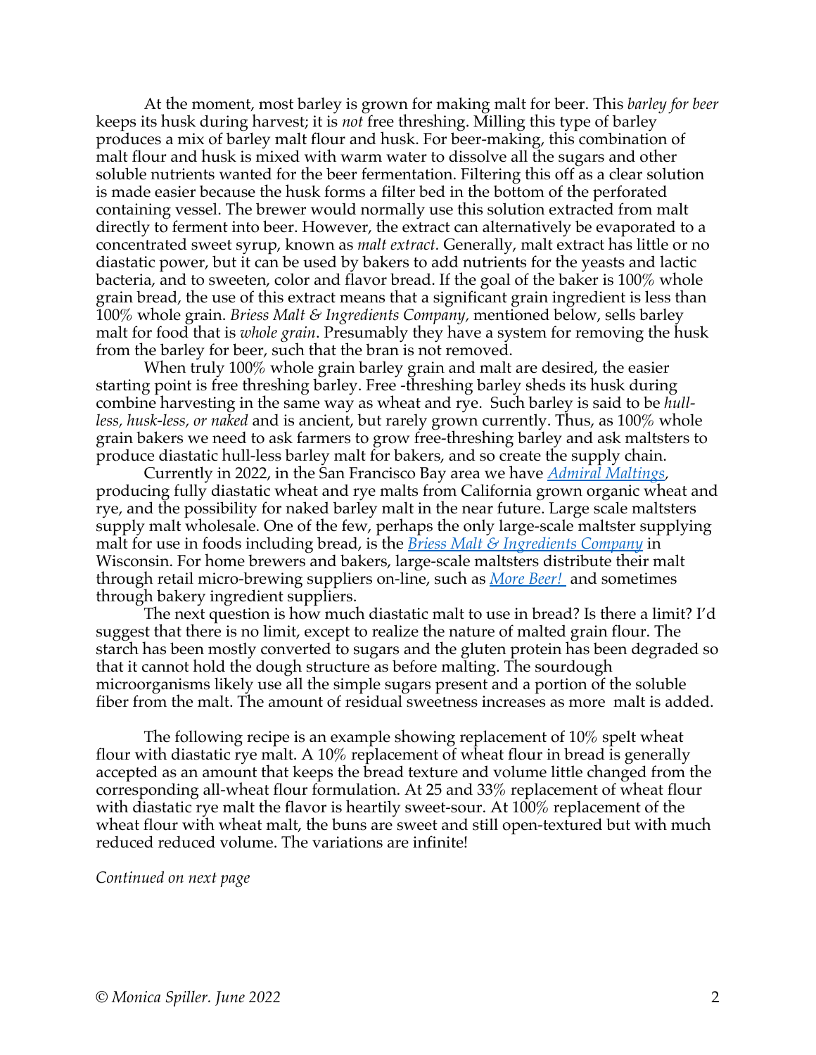At the moment, most barley is grown for making malt for beer. This *barley for beer* keeps its husk during harvest; it is *not* free threshing. Milling this type of barley produces a mix of barley malt flour and husk. For beer-making, this combination of malt flour and husk is mixed with warm water to dissolve all the sugars and other soluble nutrients wanted for the beer fermentation. Filtering this off as a clear solution is made easier because the husk forms a filter bed in the bottom of the perforated containing vessel. The brewer would normally use this solution extracted from malt directly to ferment into beer. However, the extract can alternatively be evaporated to a concentrated sweet syrup, known as *malt extract.* Generally, malt extract has little or no diastatic power, but it can be used by bakers to add nutrients for the yeasts and lactic bacteria, and to sweeten, color and flavor bread. If the goal of the baker is 100% whole grain bread, the use of this extract means that a significant grain ingredient is less than 100% whole grain. *Briess Malt & Ingredients Company,* mentioned below, sells barley malt for food that is *whole grain*. Presumably they have a system for removing the husk from the barley for beer, such that the bran is not removed.

When truly 100% whole grain barley grain and malt are desired, the easier starting point is free threshing barley. Free -threshing barley sheds its husk during combine harvesting in the same way as wheat and rye. Such barley is said to be *hull-less, husk-less, or naked* and is ancient, but rarely grown currently. Thus, as 100% whole grain bakers we need to ask farmers to grow free-threshing barley and ask maltsters to produce diastatic hull-less barley malt for bakers, and so create the supply chain.

Currently in 2022, in the San Francisco Bay area we have *[Admiral Maltings](#)*, producing fully diastatic wheat and rye malts from California grown organic wheat and rye, and the possibility for naked barley malt in the near future. Large scale maltsters supply malt wholesale. One of the few, perhaps the only large-scale maltster supplying malt for use in foods including bread, is the *[Briess Malt & Ingredients Company](#)* in Wisconsin. For home brewers and bakers, large-scale maltsters distribute their malt through retail micro-brewing suppliers on-line, such as *[More Beer!](#)* and sometimes through bakery ingredient suppliers.

The next question is how much diastatic malt to use in bread? Is there a limit? I'd suggest that there is no limit, except to realize the nature of malted grain flour. The starch has been mostly converted to sugars and the gluten protein has been degraded so that it cannot hold the dough structure as before malting. The sourdough microorganisms likely use all the simple sugars present and a portion of the soluble fiber from the malt. The amount of residual sweetness increases as more malt is added.

The following recipe is an example showing replacement of 10% spelt wheat flour with diastatic rye malt. A 10% replacement of wheat flour in bread is generally accepted as an amount that keeps the bread texture and volume little changed from the corresponding all-wheat flour formulation. At 25 and 33% replacement of wheat flour with diastatic rye malt the flavor is heartily sweet-sour. At 100% replacement of the wheat flour with wheat malt, the buns are sweet and still open-textured but with much reduced reduced volume. The variations are infinite!

*Continued on next page*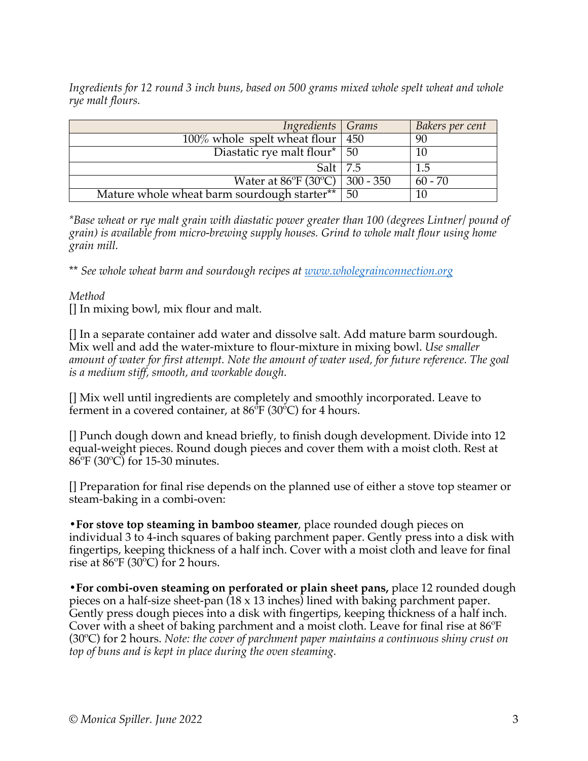*Ingredients for 12 round 3 inch buns, based on 500 grams mixed whole spelt wheat and whole rye malt flours.*

| *Ingredients* | *Grams* | *Bakers per cent* |
|---|---|---|
| 100% whole spelt wheat flour | 450 | 90 |
| Diastatic rye malt flour* | 50 | 10 |
| Salt | 7.5 | 1.5 |
| Water at 86ºF (30ºC) | 300 - 350 | 60 - 70 |
| Mature whole wheat barm sourdough starter** | 50 | 10 |

*\*Base wheat or rye malt grain with diastatic power greater than 100 (degrees Lintner/ pound of grain) is available from micro-brewing supply houses. Grind to whole malt flour using home grain mill.*

*\*\* See whole wheat barm and sourdough recipes at [www.wholegrainconnection.org](http://www.wholegrainconnection.org)*

*Method*

[] In mixing bowl, mix flour and malt.

[] In a separate container add water and dissolve salt. Add mature barm sourdough. Mix well and add the water-mixture to flour-mixture in mixing bowl. *Use smaller amount of water for first attempt. Note the amount of water used, for future reference. The goal is a medium stiff, smooth, and workable dough.*

[] Mix well until ingredients are completely and smoothly incorporated. Leave to ferment in a covered container, at 86ºF (30ºC) for 4 hours.

[] Punch dough down and knead briefly, to finish dough development. Divide into 12 equal-weight pieces. Round dough pieces and cover them with a moist cloth. Rest at 86ºF (30ºC) for 15-30 minutes.

[] Preparation for final rise depends on the planned use of either a stove top steamer or steam-baking in a combi-oven:

•**For stove top steaming in bamboo steamer**, place rounded dough pieces on individual 3 to 4-inch squares of baking parchment paper. Gently press into a disk with fingertips, keeping thickness of a half inch. Cover with a moist cloth and leave for final rise at 86ºF (30ºC) for 2 hours.

•**For combi-oven steaming on perforated or plain sheet pans,** place 12 rounded dough pieces on a half-size sheet-pan (18 x 13 inches) lined with baking parchment paper. Gently press dough pieces into a disk with fingertips, keeping thickness of a half inch. Cover with a sheet of baking parchment and a moist cloth. Leave for final rise at 86ºF (30ºC) for 2 hours. *Note: the cover of parchment paper maintains a continuous shiny crust on top of buns and is kept in place during the oven steaming.*

© *Monica Spiller. June 2022*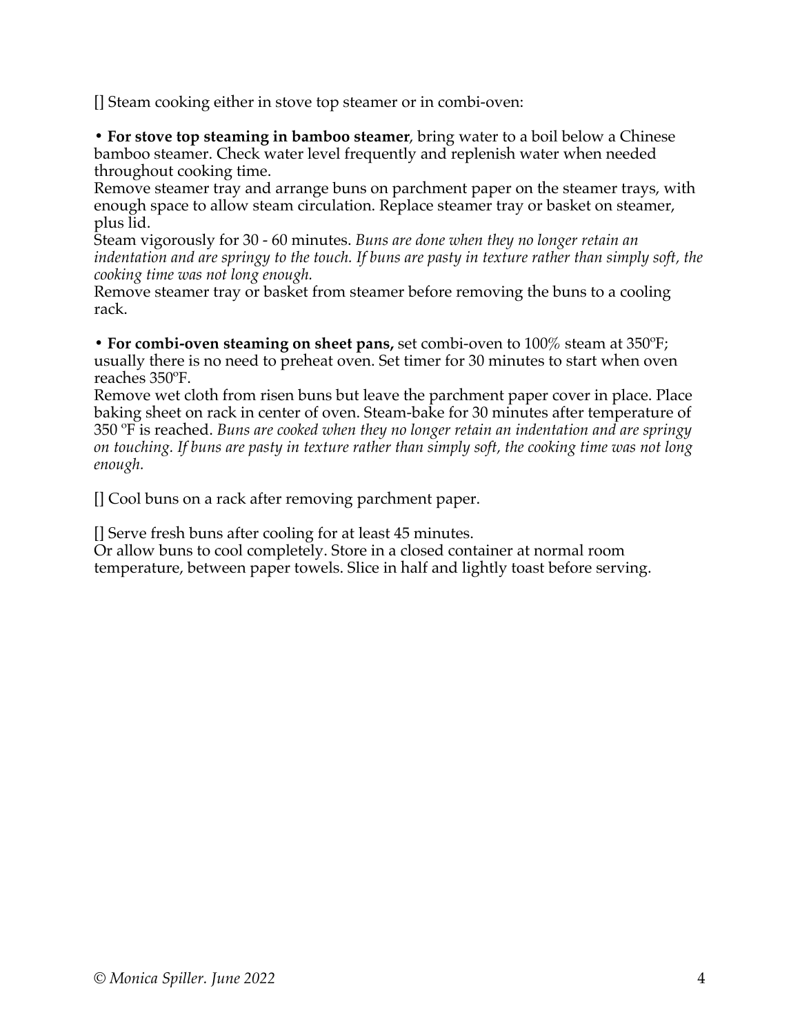[] Steam cooking either in stove top steamer or in combi-oven:

• **For stove top steaming in bamboo steamer**, bring water to a boil below a Chinese bamboo steamer. Check water level frequently and replenish water when needed throughout cooking time.
Remove steamer tray and arrange buns on parchment paper on the steamer trays, with enough space to allow steam circulation. Replace steamer tray or basket on steamer, plus lid.
Steam vigorously for 30 - 60 minutes. *Buns are done when they no longer retain an indentation and are springy to the touch. If buns are pasty in texture rather than simply soft, the cooking time was not long enough.*
Remove steamer tray or basket from steamer before removing the buns to a cooling rack.

• **For combi-oven steaming on sheet pans,** set combi-oven to 100% steam at 350ºF; usually there is no need to preheat oven. Set timer for 30 minutes to start when oven reaches 350ºF.
Remove wet cloth from risen buns but leave the parchment paper cover in place. Place baking sheet on rack in center of oven. Steam-bake for 30 minutes after temperature of 350 ºF is reached. *Buns are cooked when they no longer retain an indentation and are springy on touching. If buns are pasty in texture rather than simply soft, the cooking time was not long enough.*

[] Cool buns on a rack after removing parchment paper.

[] Serve fresh buns after cooling for at least 45 minutes.
Or allow buns to cool completely. Store in a closed container at normal room temperature, between paper towels. Slice in half and lightly toast before serving.

*© Monica Spiller. June 2022*